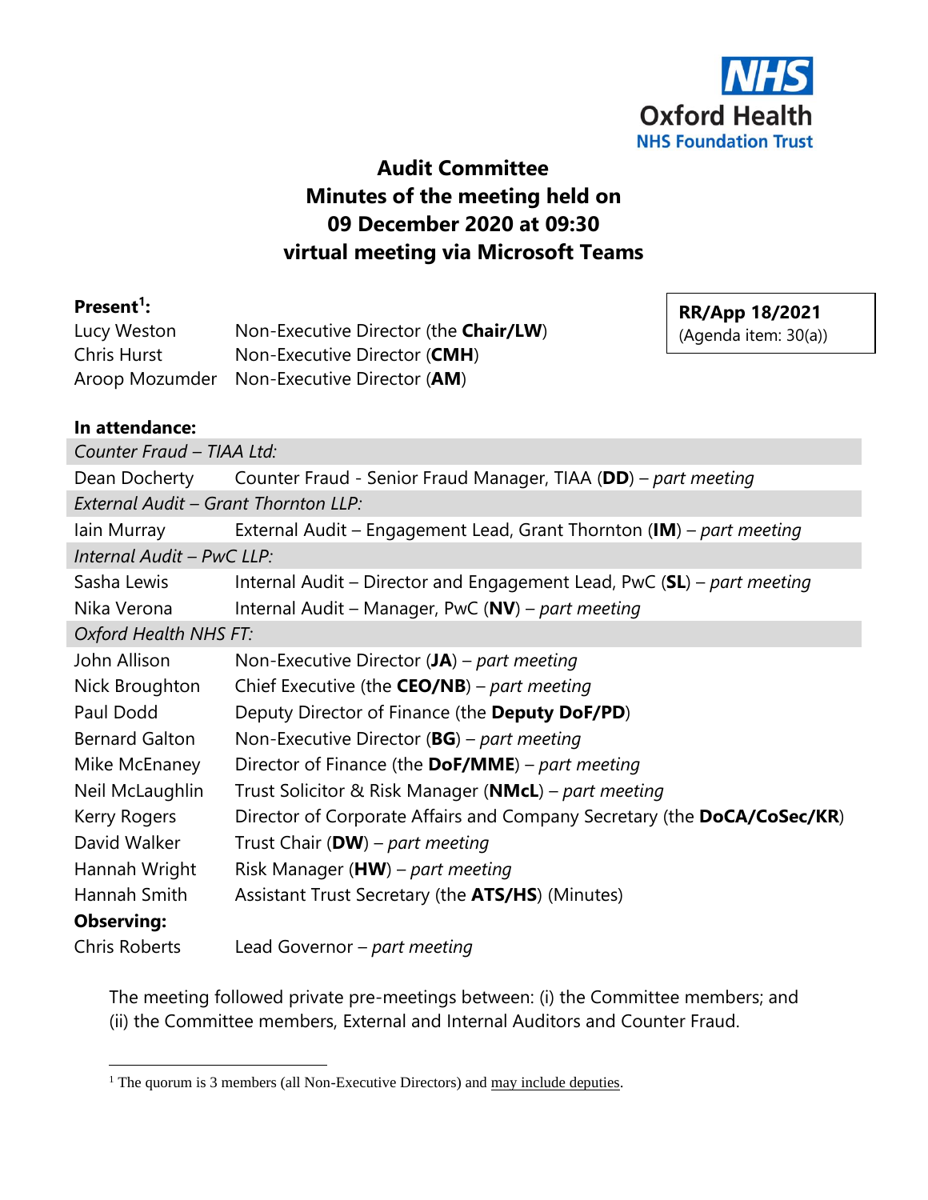NHS Oxford Health NHS Foundation Trust

# Audit Committee
## Minutes of the meeting held on 09 December 2020 at 09:30 virtual meeting via Microsoft Teams

**RR/App 18/2021**
(Agenda item: 30(a))

**Present[1]:**

| | |
|---|---|
| Lucy Weston | Non-Executive Director (the **Chair/LW**) |
| Chris Hurst | Non-Executive Director (**CMH**) |
| Aroop Mozumder | Non-Executive Director (**AM**) |

**In attendance:**

| | |
|---|---|
| *Counter Fraud – TIAA Ltd:* | |
| Dean Docherty | Counter Fraud - Senior Fraud Manager, TIAA (**DD**) – *part meeting* |
| *External Audit – Grant Thornton LLP:* | |
| Iain Murray | External Audit – Engagement Lead, Grant Thornton (**IM**) – *part meeting* |
| *Internal Audit – PwC LLP:* | |
| Sasha Lewis | Internal Audit – Director and Engagement Lead, PwC (**SL**) – *part meeting* |
| Nika Verona | Internal Audit – Manager, PwC (**NV**) – *part meeting* |
| *Oxford Health NHS FT:* | |
| John Allison | Non-Executive Director (**JA**) – *part meeting* |
| Nick Broughton | Chief Executive (the **CEO/NB**) – *part meeting* |
| Paul Dodd | Deputy Director of Finance (the **Deputy DoF/PD**) |
| Bernard Galton | Non-Executive Director (**BG**) – *part meeting* |
| Mike McEnaney | Director of Finance (the **DoF/MME**) – *part meeting* |
| Neil McLaughlin | Trust Solicitor & Risk Manager (**NMcL**) – *part meeting* |
| Kerry Rogers | Director of Corporate Affairs and Company Secretary (the **DoCA/CoSec/KR**) |
| David Walker | Trust Chair (**DW**) – *part meeting* |
| Hannah Wright | Risk Manager (**HW**) – *part meeting* |
| Hannah Smith | Assistant Trust Secretary (the **ATS/HS**) (Minutes) |
| **Observing:** | |
| Chris Roberts | Lead Governor – *part meeting* |

The meeting followed private pre-meetings between: (i) the Committee members; and (ii) the Committee members, External and Internal Auditors and Counter Fraud.

[1] The quorum is 3 members (all Non-Executive Directors) and may include deputies.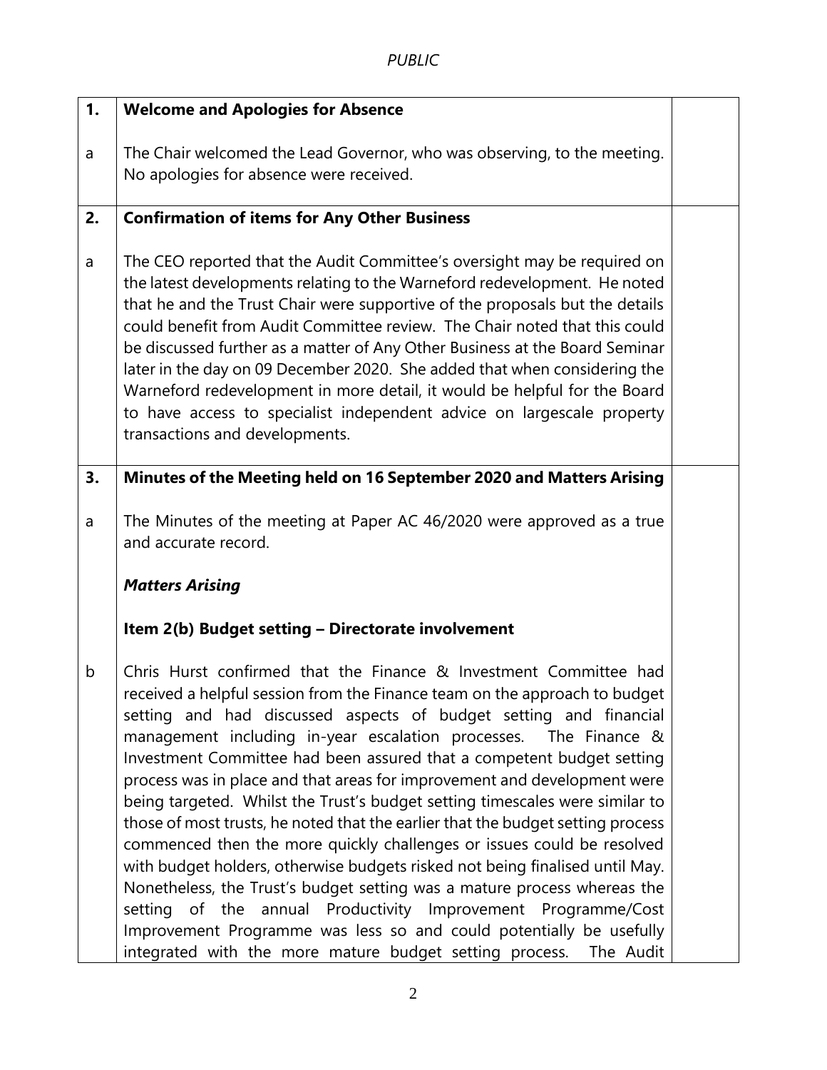| | | |
|---|---|---|
| **1.** | **Welcome and Apologies for Absence** | |
| a | The Chair welcomed the Lead Governor, who was observing, to the meeting. No apologies for absence were received. | |
| **2.** | **Confirmation of items for Any Other Business** | |
| a | The CEO reported that the Audit Committee's oversight may be required on the latest developments relating to the Warneford redevelopment. He noted that he and the Trust Chair were supportive of the proposals but the details could benefit from Audit Committee review. The Chair noted that this could be discussed further as a matter of Any Other Business at the Board Seminar later in the day on 09 December 2020. She added that when considering the Warneford redevelopment in more detail, it would be helpful for the Board to have access to specialist independent advice on largescale property transactions and developments. | |
| **3.** | **Minutes of the Meeting held on 16 September 2020 and Matters Arising** | |
| a | The Minutes of the meeting at Paper AC 46/2020 were approved as a true and accurate record.<br><br>***Matters Arising***<br><br>**Item 2(b) Budget setting – Directorate involvement** | |
| b | Chris Hurst confirmed that the Finance & Investment Committee had received a helpful session from the Finance team on the approach to budget setting and had discussed aspects of budget setting and financial management including in-year escalation processes. The Finance & Investment Committee had been assured that a competent budget setting process was in place and that areas for improvement and development were being targeted. Whilst the Trust's budget setting timescales were similar to those of most trusts, he noted that the earlier that the budget setting process commenced then the more quickly challenges or issues could be resolved with budget holders, otherwise budgets risked not being finalised until May. Nonetheless, the Trust's budget setting was a mature process whereas the setting of the annual Productivity Improvement Programme/Cost Improvement Programme was less so and could potentially be usefully integrated with the more mature budget setting process. The Audit | |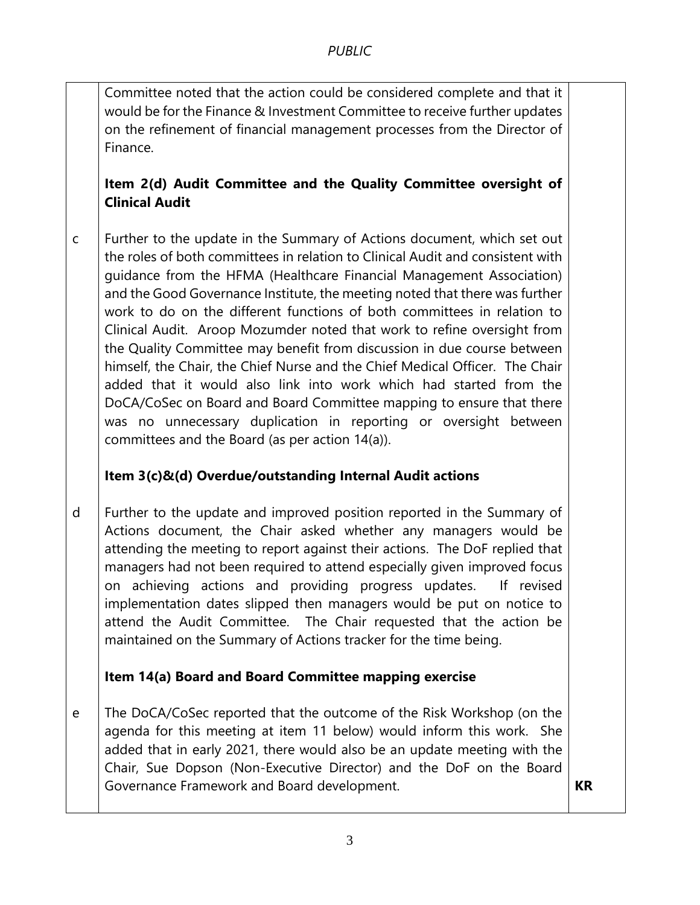| | | |
|---|---|---|
| | Committee noted that the action could be considered complete and that it would be for the Finance & Investment Committee to receive further updates on the refinement of financial management processes from the Director of Finance.<br><br>**Item 2(d) Audit Committee and the Quality Committee oversight of Clinical Audit** | |
| c | Further to the update in the Summary of Actions document, which set out the roles of both committees in relation to Clinical Audit and consistent with guidance from the HFMA (Healthcare Financial Management Association) and the Good Governance Institute, the meeting noted that there was further work to do on the different functions of both committees in relation to Clinical Audit. Aroop Mozumder noted that work to refine oversight from the Quality Committee may benefit from discussion in due course between himself, the Chair, the Chief Nurse and the Chief Medical Officer. The Chair added that it would also link into work which had started from the DoCA/CoSec on Board and Board Committee mapping to ensure that there was no unnecessary duplication in reporting or oversight between committees and the Board (as per action 14(a)).<br><br>**Item 3(c)&(d) Overdue/outstanding Internal Audit actions** | |
| d | Further to the update and improved position reported in the Summary of Actions document, the Chair asked whether any managers would be attending the meeting to report against their actions. The DoF replied that managers had not been required to attend especially given improved focus on achieving actions and providing progress updates. If revised implementation dates slipped then managers would be put on notice to attend the Audit Committee. The Chair requested that the action be maintained on the Summary of Actions tracker for the time being.<br><br>**Item 14(a) Board and Board Committee mapping exercise** | |
| e | The DoCA/CoSec reported that the outcome of the Risk Workshop (on the agenda for this meeting at item 11 below) would inform this work. She added that in early 2021, there would also be an update meeting with the Chair, Sue Dopson (Non-Executive Director) and the DoF on the Board Governance Framework and Board development. | **KR** |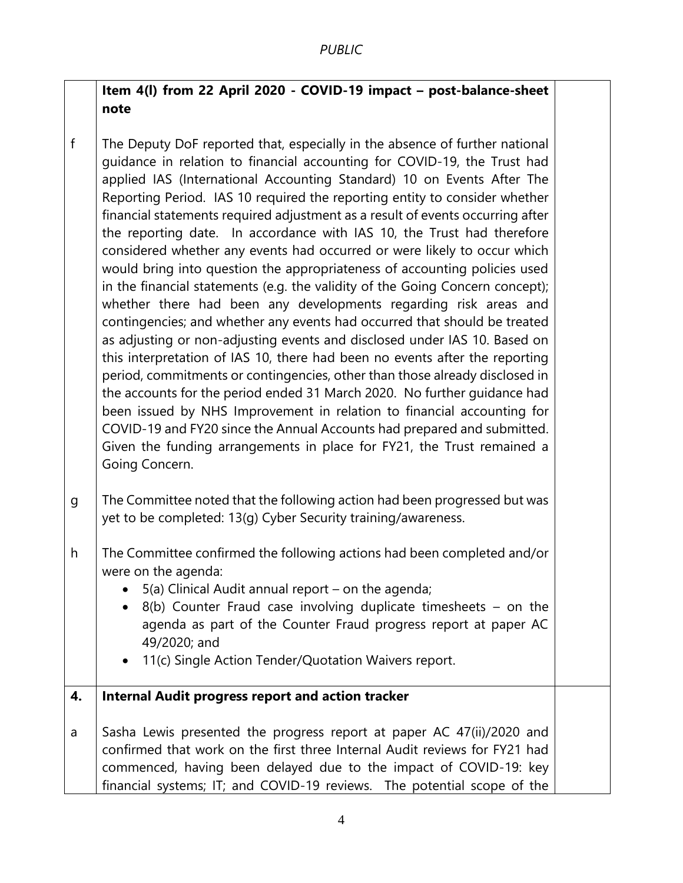PUBLIC

| | **Item 4(l) from 22 April 2020 - COVID-19 impact – post-balance-sheet note** | |
|---|---|---|
| f | The Deputy DoF reported that, especially in the absence of further national guidance in relation to financial accounting for COVID-19, the Trust had applied IAS (International Accounting Standard) 10 on Events After The Reporting Period. IAS 10 required the reporting entity to consider whether financial statements required adjustment as a result of events occurring after the reporting date. In accordance with IAS 10, the Trust had therefore considered whether any events had occurred or were likely to occur which would bring into question the appropriateness of accounting policies used in the financial statements (e.g. the validity of the Going Concern concept); whether there had been any developments regarding risk areas and contingencies; and whether any events had occurred that should be treated as adjusting or non-adjusting events and disclosed under IAS 10. Based on this interpretation of IAS 10, there had been no events after the reporting period, commitments or contingencies, other than those already disclosed in the accounts for the period ended 31 March 2020. No further guidance had been issued by NHS Improvement in relation to financial accounting for COVID-19 and FY20 since the Annual Accounts had prepared and submitted. Given the funding arrangements in place for FY21, the Trust remained a Going Concern. | |
| g | The Committee noted that the following action had been progressed but was yet to be completed: 13(g) Cyber Security training/awareness. | |
| h | The Committee confirmed the following actions had been completed and/or were on the agenda:<br>• 5(a) Clinical Audit annual report – on the agenda;<br>• 8(b) Counter Fraud case involving duplicate timesheets – on the agenda as part of the Counter Fraud progress report at paper AC 49/2020; and<br>• 11(c) Single Action Tender/Quotation Waivers report. | |
| **4.** | **Internal Audit progress report and action tracker** | |
| a | Sasha Lewis presented the progress report at paper AC 47(ii)/2020 and confirmed that work on the first three Internal Audit reviews for FY21 had commenced, having been delayed due to the impact of COVID-19: key financial systems; IT; and COVID-19 reviews. The potential scope of the | |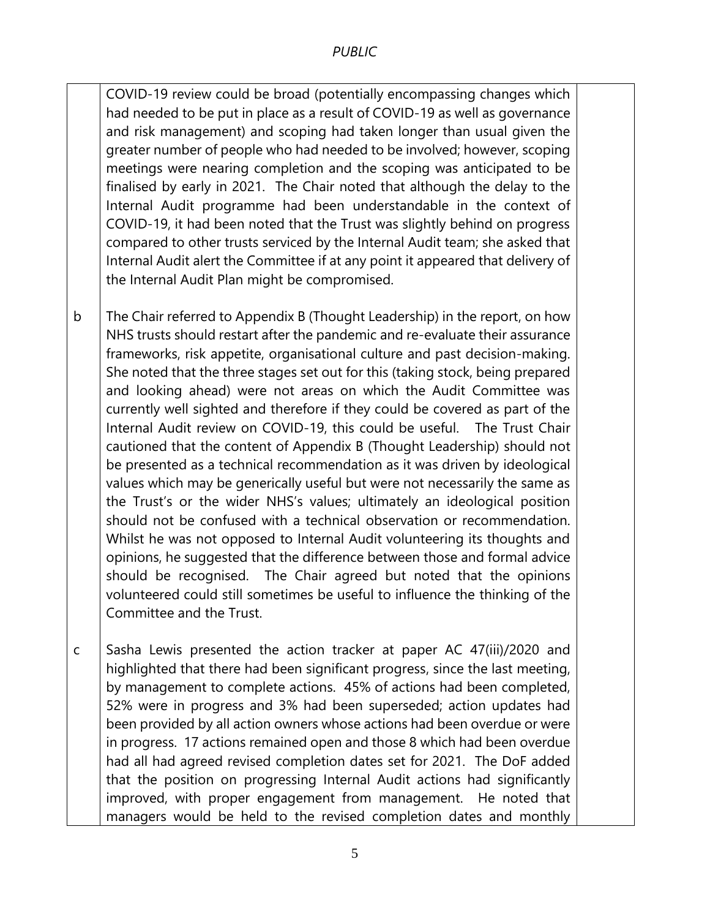| | | |
|---|---|---|
| | COVID-19 review could be broad (potentially encompassing changes which had needed to be put in place as a result of COVID-19 as well as governance and risk management) and scoping had taken longer than usual given the greater number of people who had needed to be involved; however, scoping meetings were nearing completion and the scoping was anticipated to be finalised by early in 2021. The Chair noted that although the delay to the Internal Audit programme had been understandable in the context of COVID-19, it had been noted that the Trust was slightly behind on progress compared to other trusts serviced by the Internal Audit team; she asked that Internal Audit alert the Committee if at any point it appeared that delivery of the Internal Audit Plan might be compromised. | |
| b | The Chair referred to Appendix B (Thought Leadership) in the report, on how NHS trusts should restart after the pandemic and re-evaluate their assurance frameworks, risk appetite, organisational culture and past decision-making. She noted that the three stages set out for this (taking stock, being prepared and looking ahead) were not areas on which the Audit Committee was currently well sighted and therefore if they could be covered as part of the Internal Audit review on COVID-19, this could be useful. The Trust Chair cautioned that the content of Appendix B (Thought Leadership) should not be presented as a technical recommendation as it was driven by ideological values which may be generically useful but were not necessarily the same as the Trust's or the wider NHS's values; ultimately an ideological position should not be confused with a technical observation or recommendation. Whilst he was not opposed to Internal Audit volunteering its thoughts and opinions, he suggested that the difference between those and formal advice should be recognised. The Chair agreed but noted that the opinions volunteered could still sometimes be useful to influence the thinking of the Committee and the Trust. | |
| c | Sasha Lewis presented the action tracker at paper AC 47(iii)/2020 and highlighted that there had been significant progress, since the last meeting, by management to complete actions. 45% of actions had been completed, 52% were in progress and 3% had been superseded; action updates had been provided by all action owners whose actions had been overdue or were in progress. 17 actions remained open and those 8 which had been overdue had all had agreed revised completion dates set for 2021. The DoF added that the position on progressing Internal Audit actions had significantly improved, with proper engagement from management. He noted that managers would be held to the revised completion dates and monthly | |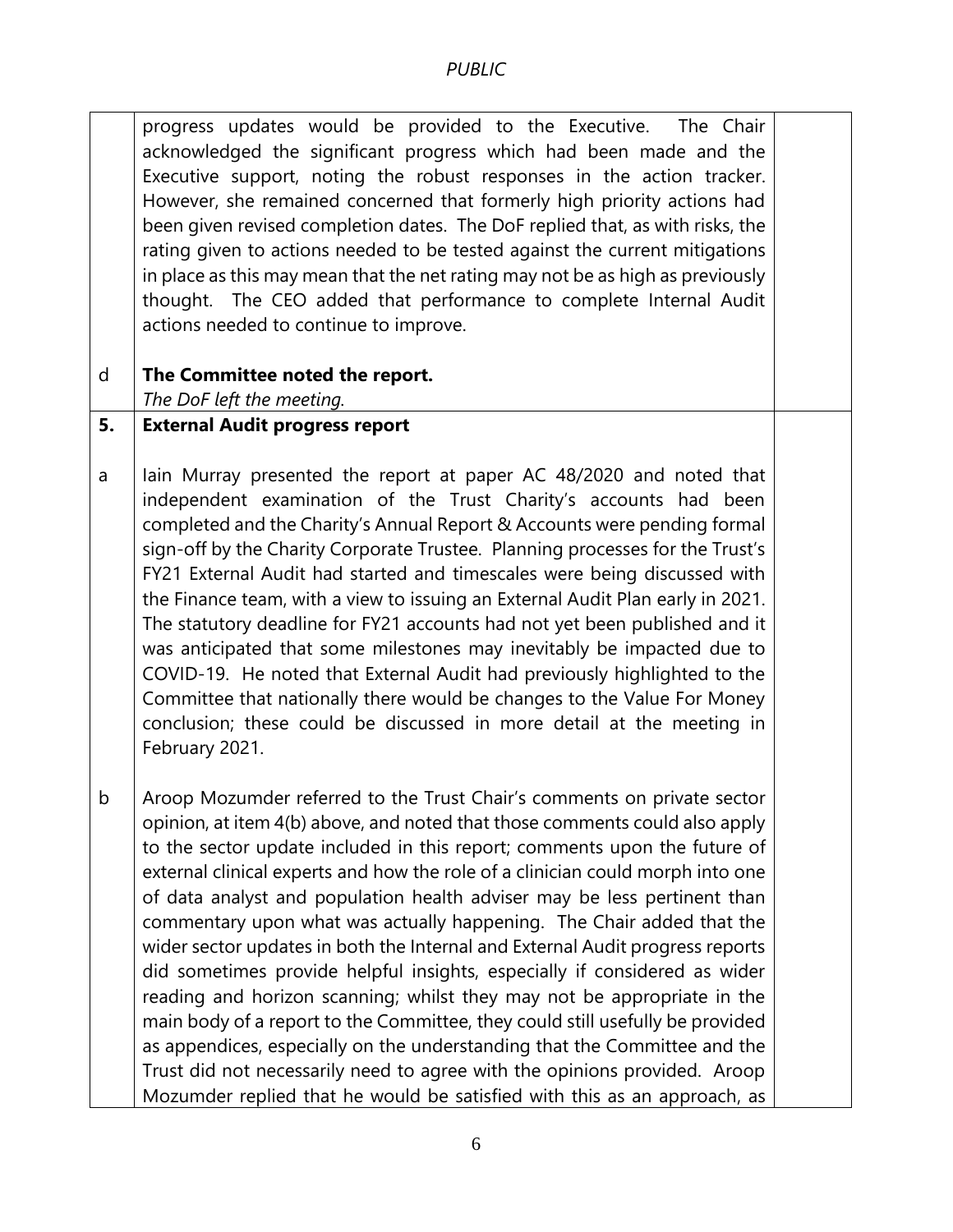| | | |
|---|---|---|
| | progress updates would be provided to the Executive. The Chair acknowledged the significant progress which had been made and the Executive support, noting the robust responses in the action tracker. However, she remained concerned that formerly high priority actions had been given revised completion dates. The DoF replied that, as with risks, the rating given to actions needed to be tested against the current mitigations in place as this may mean that the net rating may not be as high as previously thought. The CEO added that performance to complete Internal Audit actions needed to continue to improve. | |
| d | **The Committee noted the report.**<br>*The DoF left the meeting.* | |
| **5.** | **External Audit progress report** | |
| a | Iain Murray presented the report at paper AC 48/2020 and noted that independent examination of the Trust Charity's accounts had been completed and the Charity's Annual Report & Accounts were pending formal sign-off by the Charity Corporate Trustee. Planning processes for the Trust's FY21 External Audit had started and timescales were being discussed with the Finance team, with a view to issuing an External Audit Plan early in 2021. The statutory deadline for FY21 accounts had not yet been published and it was anticipated that some milestones may inevitably be impacted due to COVID-19. He noted that External Audit had previously highlighted to the Committee that nationally there would be changes to the Value For Money conclusion; these could be discussed in more detail at the meeting in February 2021. | |
| b | Aroop Mozumder referred to the Trust Chair's comments on private sector opinion, at item 4(b) above, and noted that those comments could also apply to the sector update included in this report; comments upon the future of external clinical experts and how the role of a clinician could morph into one of data analyst and population health adviser may be less pertinent than commentary upon what was actually happening. The Chair added that the wider sector updates in both the Internal and External Audit progress reports did sometimes provide helpful insights, especially if considered as wider reading and horizon scanning; whilst they may not be appropriate in the main body of a report to the Committee, they could still usefully be provided as appendices, especially on the understanding that the Committee and the Trust did not necessarily need to agree with the opinions provided. Aroop Mozumder replied that he would be satisfied with this as an approach, as | |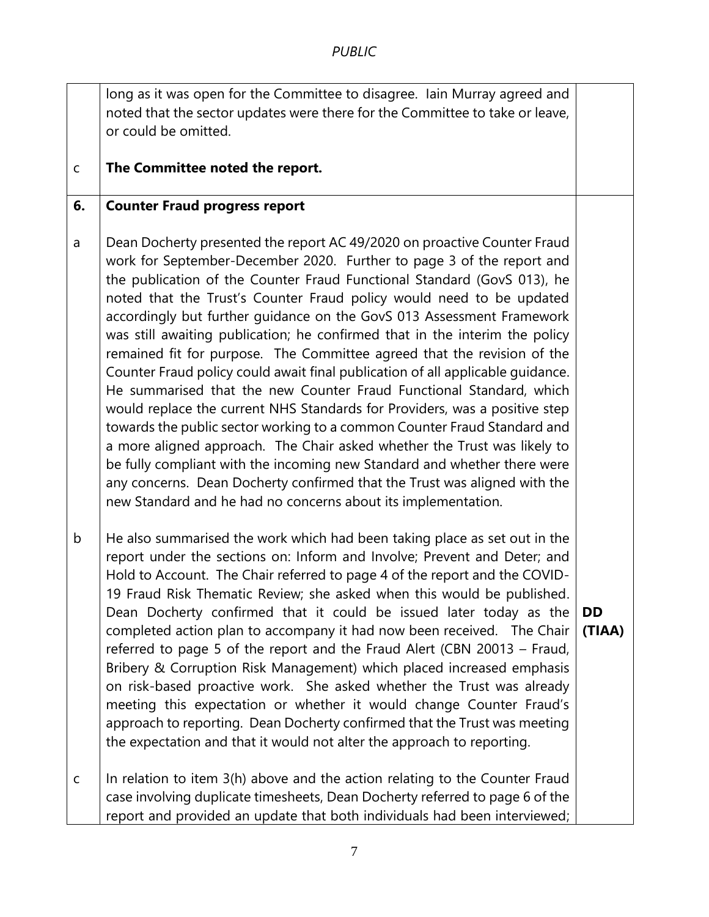PUBLIC

| | | |
|---|---|---|
| | long as it was open for the Committee to disagree. Iain Murray agreed and noted that the sector updates were there for the Committee to take or leave, or could be omitted. | |
| c | **The Committee noted the report.** | |
| **6.** | **Counter Fraud progress report** | |
| a | Dean Docherty presented the report AC 49/2020 on proactive Counter Fraud work for September-December 2020. Further to page 3 of the report and the publication of the Counter Fraud Functional Standard (GovS 013), he noted that the Trust's Counter Fraud policy would need to be updated accordingly but further guidance on the GovS 013 Assessment Framework was still awaiting publication; he confirmed that in the interim the policy remained fit for purpose. The Committee agreed that the revision of the Counter Fraud policy could await final publication of all applicable guidance. He summarised that the new Counter Fraud Functional Standard, which would replace the current NHS Standards for Providers, was a positive step towards the public sector working to a common Counter Fraud Standard and a more aligned approach. The Chair asked whether the Trust was likely to be fully compliant with the incoming new Standard and whether there were any concerns. Dean Docherty confirmed that the Trust was aligned with the new Standard and he had no concerns about its implementation. | |
| b | He also summarised the work which had been taking place as set out in the report under the sections on: Inform and Involve; Prevent and Deter; and Hold to Account. The Chair referred to page 4 of the report and the COVID-19 Fraud Risk Thematic Review; she asked when this would be published. Dean Docherty confirmed that it could be issued later today as the completed action plan to accompany it had now been received. The Chair referred to page 5 of the report and the Fraud Alert (CBN 20013 – Fraud, Bribery & Corruption Risk Management) which placed increased emphasis on risk-based proactive work. She asked whether the Trust was already meeting this expectation or whether it would change Counter Fraud's approach to reporting. Dean Docherty confirmed that the Trust was meeting the expectation and that it would not alter the approach to reporting. | **DD (TIAA)** |
| c | In relation to item 3(h) above and the action relating to the Counter Fraud case involving duplicate timesheets, Dean Docherty referred to page 6 of the report and provided an update that both individuals had been interviewed; | |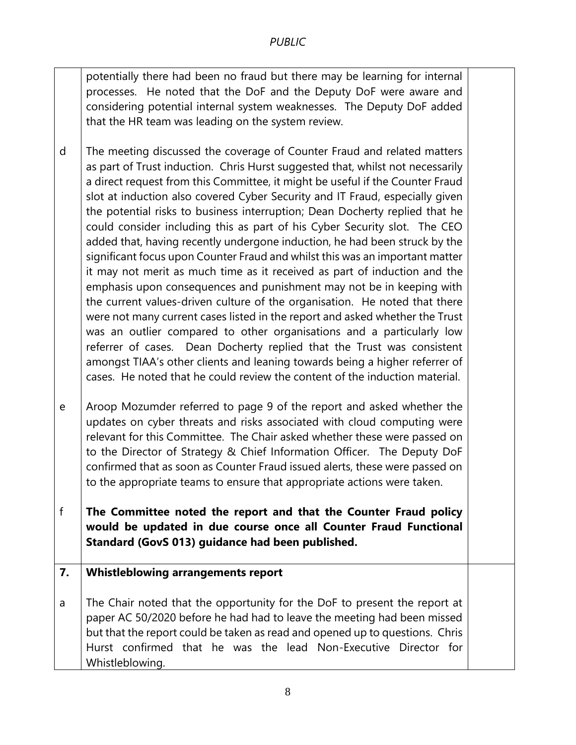| | | |
|---|---|---|
| | potentially there had been no fraud but there may be learning for internal processes. He noted that the DoF and the Deputy DoF were aware and considering potential internal system weaknesses. The Deputy DoF added that the HR team was leading on the system review. | |
| d | The meeting discussed the coverage of Counter Fraud and related matters as part of Trust induction. Chris Hurst suggested that, whilst not necessarily a direct request from this Committee, it might be useful if the Counter Fraud slot at induction also covered Cyber Security and IT Fraud, especially given the potential risks to business interruption; Dean Docherty replied that he could consider including this as part of his Cyber Security slot. The CEO added that, having recently undergone induction, he had been struck by the significant focus upon Counter Fraud and whilst this was an important matter it may not merit as much time as it received as part of induction and the emphasis upon consequences and punishment may not be in keeping with the current values-driven culture of the organisation. He noted that there were not many current cases listed in the report and asked whether the Trust was an outlier compared to other organisations and a particularly low referrer of cases. Dean Docherty replied that the Trust was consistent amongst TIAA's other clients and leaning towards being a higher referrer of cases. He noted that he could review the content of the induction material. | |
| e | Aroop Mozumder referred to page 9 of the report and asked whether the updates on cyber threats and risks associated with cloud computing were relevant for this Committee. The Chair asked whether these were passed on to the Director of Strategy & Chief Information Officer. The Deputy DoF confirmed that as soon as Counter Fraud issued alerts, these were passed on to the appropriate teams to ensure that appropriate actions were taken. | |
| f | **The Committee noted the report and that the Counter Fraud policy would be updated in due course once all Counter Fraud Functional Standard (GovS 013) guidance had been published.** | |
| **7.** | **Whistleblowing arrangements report** | |
| a | The Chair noted that the opportunity for the DoF to present the report at paper AC 50/2020 before he had had to leave the meeting had been missed but that the report could be taken as read and opened up to questions. Chris Hurst confirmed that he was the lead Non-Executive Director for Whistleblowing. | |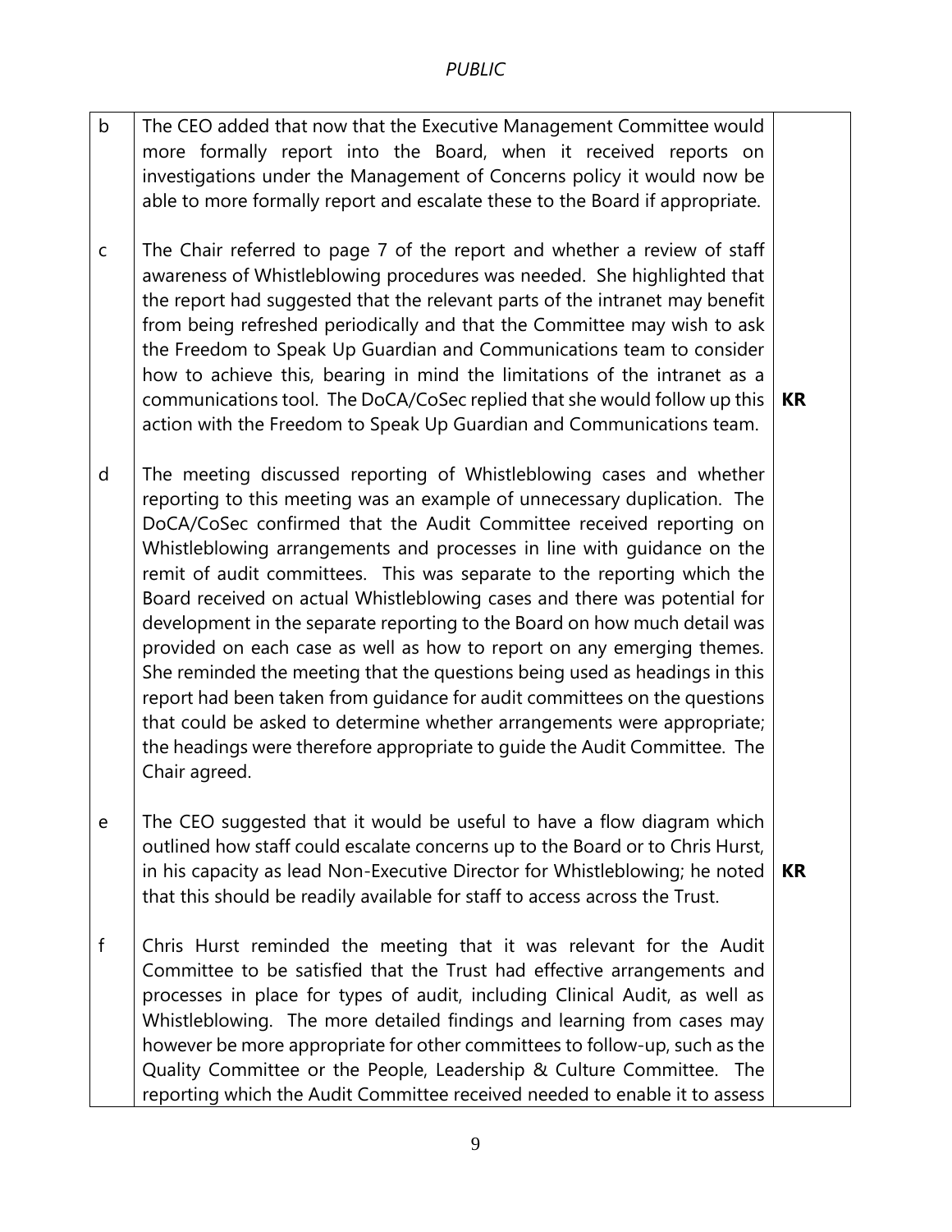| | | |
|---|---|---|
| b | The CEO added that now that the Executive Management Committee would more formally report into the Board, when it received reports on investigations under the Management of Concerns policy it would now be able to more formally report and escalate these to the Board if appropriate. | |
| c | The Chair referred to page 7 of the report and whether a review of staff awareness of Whistleblowing procedures was needed. She highlighted that the report had suggested that the relevant parts of the intranet may benefit from being refreshed periodically and that the Committee may wish to ask the Freedom to Speak Up Guardian and Communications team to consider how to achieve this, bearing in mind the limitations of the intranet as a communications tool. The DoCA/CoSec replied that she would follow up this action with the Freedom to Speak Up Guardian and Communications team. | **KR** |
| d | The meeting discussed reporting of Whistleblowing cases and whether reporting to this meeting was an example of unnecessary duplication. The DoCA/CoSec confirmed that the Audit Committee received reporting on Whistleblowing arrangements and processes in line with guidance on the remit of audit committees. This was separate to the reporting which the Board received on actual Whistleblowing cases and there was potential for development in the separate reporting to the Board on how much detail was provided on each case as well as how to report on any emerging themes. She reminded the meeting that the questions being used as headings in this report had been taken from guidance for audit committees on the questions that could be asked to determine whether arrangements were appropriate; the headings were therefore appropriate to guide the Audit Committee. The Chair agreed. | |
| e | The CEO suggested that it would be useful to have a flow diagram which outlined how staff could escalate concerns up to the Board or to Chris Hurst, in his capacity as lead Non-Executive Director for Whistleblowing; he noted that this should be readily available for staff to access across the Trust. | **KR** |
| f | Chris Hurst reminded the meeting that it was relevant for the Audit Committee to be satisfied that the Trust had effective arrangements and processes in place for types of audit, including Clinical Audit, as well as Whistleblowing. The more detailed findings and learning from cases may however be more appropriate for other committees to follow-up, such as the Quality Committee or the People, Leadership & Culture Committee. The reporting which the Audit Committee received needed to enable it to assess | |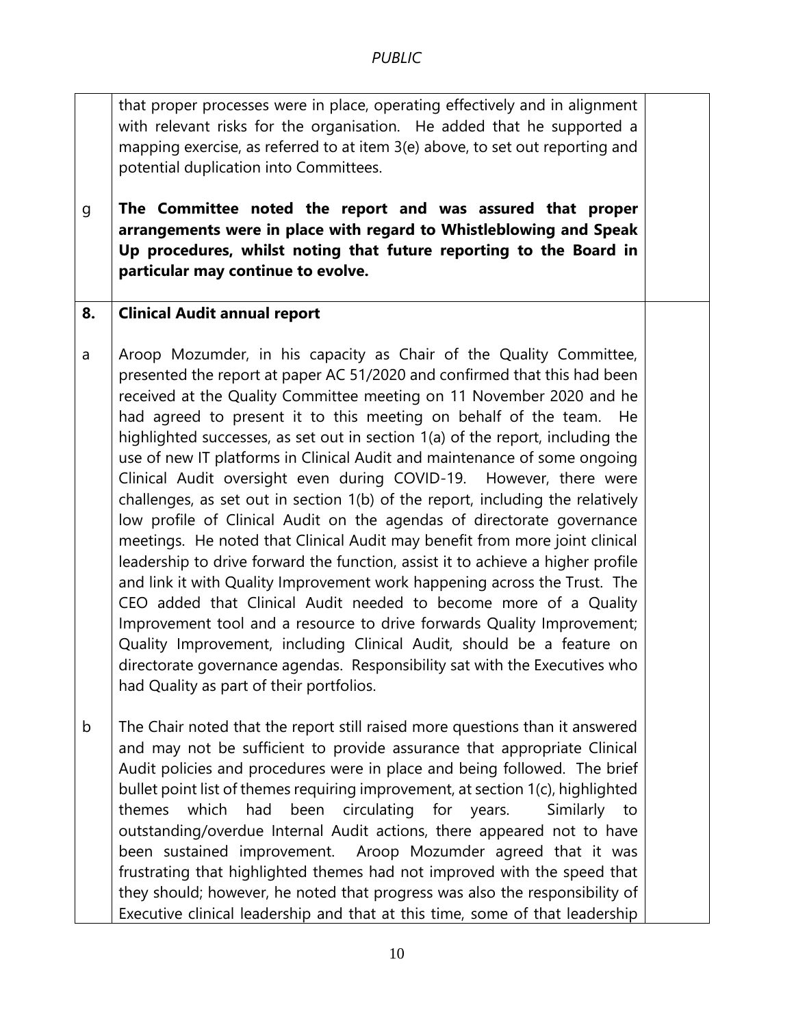| | | |
|---|---|---|
| | that proper processes were in place, operating effectively and in alignment with relevant risks for the organisation. He added that he supported a mapping exercise, as referred to at item 3(e) above, to set out reporting and potential duplication into Committees. | |
| g | **The Committee noted the report and was assured that proper arrangements were in place with regard to Whistleblowing and Speak Up procedures, whilst noting that future reporting to the Board in particular may continue to evolve.** | |
| **8.** | **Clinical Audit annual report** | |
| a | Aroop Mozumder, in his capacity as Chair of the Quality Committee, presented the report at paper AC 51/2020 and confirmed that this had been received at the Quality Committee meeting on 11 November 2020 and he had agreed to present it to this meeting on behalf of the team. He highlighted successes, as set out in section 1(a) of the report, including the use of new IT platforms in Clinical Audit and maintenance of some ongoing Clinical Audit oversight even during COVID-19. However, there were challenges, as set out in section 1(b) of the report, including the relatively low profile of Clinical Audit on the agendas of directorate governance meetings. He noted that Clinical Audit may benefit from more joint clinical leadership to drive forward the function, assist it to achieve a higher profile and link it with Quality Improvement work happening across the Trust. The CEO added that Clinical Audit needed to become more of a Quality Improvement tool and a resource to drive forwards Quality Improvement; Quality Improvement, including Clinical Audit, should be a feature on directorate governance agendas. Responsibility sat with the Executives who had Quality as part of their portfolios. | |
| b | The Chair noted that the report still raised more questions than it answered and may not be sufficient to provide assurance that appropriate Clinical Audit policies and procedures were in place and being followed. The brief bullet point list of themes requiring improvement, at section 1(c), highlighted themes which had been circulating for years. Similarly to outstanding/overdue Internal Audit actions, there appeared not to have been sustained improvement. Aroop Mozumder agreed that it was frustrating that highlighted themes had not improved with the speed that they should; however, he noted that progress was also the responsibility of Executive clinical leadership and that at this time, some of that leadership | |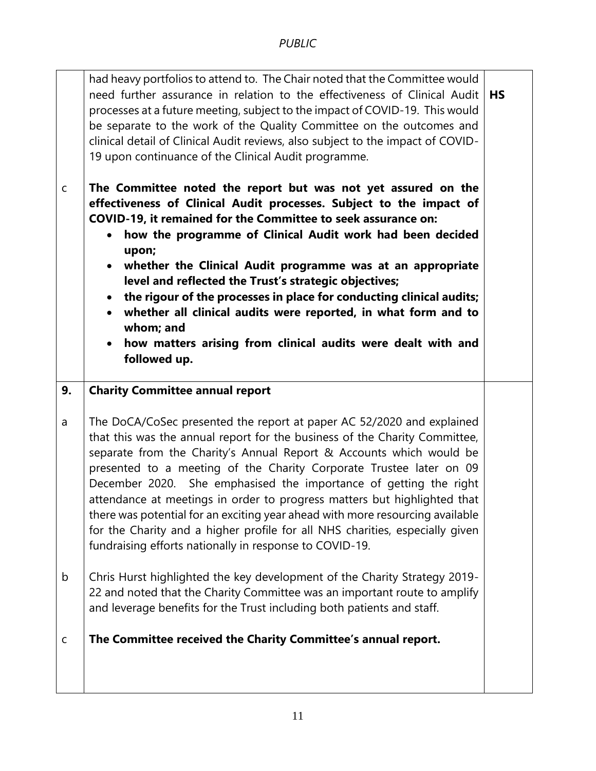| | | |
|---|---|---|
| | had heavy portfolios to attend to. The Chair noted that the Committee would need further assurance in relation to the effectiveness of Clinical Audit processes at a future meeting, subject to the impact of COVID-19. This would be separate to the work of the Quality Committee on the outcomes and clinical detail of Clinical Audit reviews, also subject to the impact of COVID-19 upon continuance of the Clinical Audit programme. | **HS** |
| c | **The Committee noted the report but was not yet assured on the effectiveness of Clinical Audit processes. Subject to the impact of COVID-19, it remained for the Committee to seek assurance on:**<br>• **how the programme of Clinical Audit work had been decided upon;**<br>• **whether the Clinical Audit programme was at an appropriate level and reflected the Trust's strategic objectives;**<br>• **the rigour of the processes in place for conducting clinical audits;**<br>• **whether all clinical audits were reported, in what form and to whom; and**<br>• **how matters arising from clinical audits were dealt with and followed up.** | |
| **9.** | **Charity Committee annual report** | |
| a | The DoCA/CoSec presented the report at paper AC 52/2020 and explained that this was the annual report for the business of the Charity Committee, separate from the Charity's Annual Report & Accounts which would be presented to a meeting of the Charity Corporate Trustee later on 09 December 2020. She emphasised the importance of getting the right attendance at meetings in order to progress matters but highlighted that there was potential for an exciting year ahead with more resourcing available for the Charity and a higher profile for all NHS charities, especially given fundraising efforts nationally in response to COVID-19. | |
| b | Chris Hurst highlighted the key development of the Charity Strategy 2019-22 and noted that the Charity Committee was an important route to amplify and leverage benefits for the Trust including both patients and staff. | |
| c | **The Committee received the Charity Committee's annual report.** | |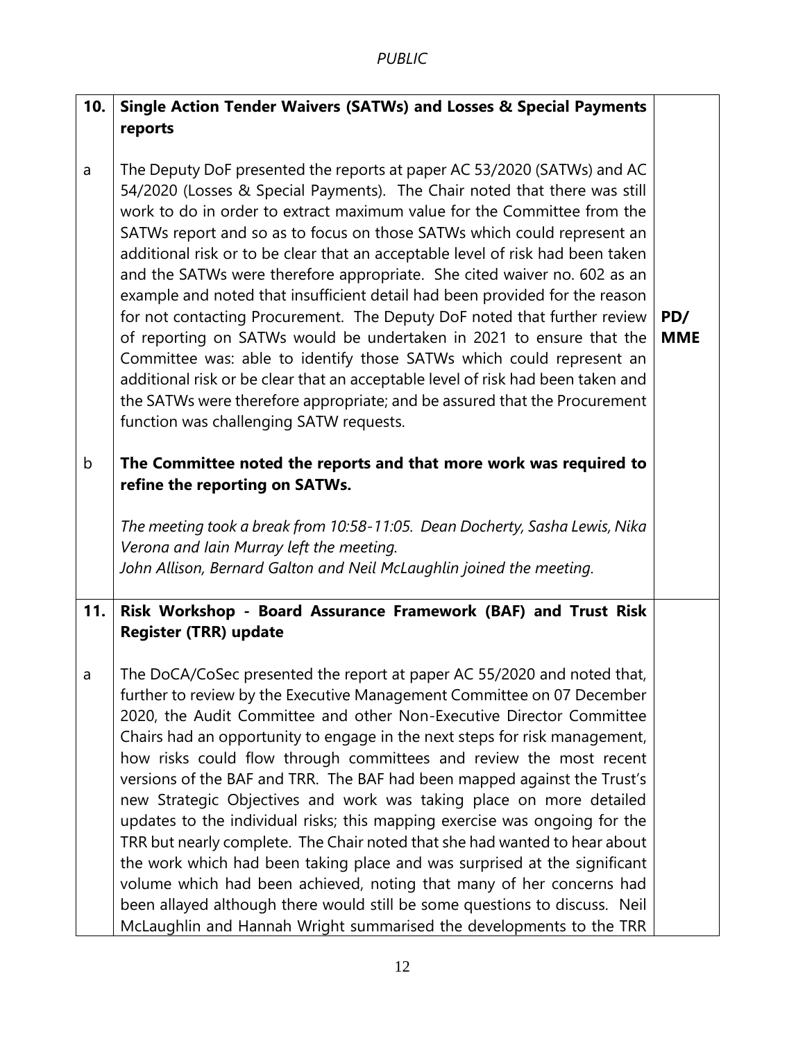| | | |
|---|---|---|
| **10.** | **Single Action Tender Waivers (SATWs) and Losses & Special Payments reports** | |
| a | The Deputy DoF presented the reports at paper AC 53/2020 (SATWs) and AC 54/2020 (Losses & Special Payments). The Chair noted that there was still work to do in order to extract maximum value for the Committee from the SATWs report and so as to focus on those SATWs which could represent an additional risk or to be clear that an acceptable level of risk had been taken and the SATWs were therefore appropriate. She cited waiver no. 602 as an example and noted that insufficient detail had been provided for the reason for not contacting Procurement. The Deputy DoF noted that further review of reporting on SATWs would be undertaken in 2021 to ensure that the Committee was: able to identify those SATWs which could represent an additional risk or be clear that an acceptable level of risk had been taken and the SATWs were therefore appropriate; and be assured that the Procurement function was challenging SATW requests. | **PD/ MME** |
| b | **The Committee noted the reports and that more work was required to refine the reporting on SATWs.**<br><br>*The meeting took a break from 10:58-11:05. Dean Docherty, Sasha Lewis, Nika Verona and Iain Murray left the meeting.*<br>*John Allison, Bernard Galton and Neil McLaughlin joined the meeting.* | |
| **11.** | **Risk Workshop - Board Assurance Framework (BAF) and Trust Risk Register (TRR) update** | |
| a | The DoCA/CoSec presented the report at paper AC 55/2020 and noted that, further to review by the Executive Management Committee on 07 December 2020, the Audit Committee and other Non-Executive Director Committee Chairs had an opportunity to engage in the next steps for risk management, how risks could flow through committees and review the most recent versions of the BAF and TRR. The BAF had been mapped against the Trust's new Strategic Objectives and work was taking place on more detailed updates to the individual risks; this mapping exercise was ongoing for the TRR but nearly complete. The Chair noted that she had wanted to hear about the work which had been taking place and was surprised at the significant volume which had been achieved, noting that many of her concerns had been allayed although there would still be some questions to discuss. Neil McLaughlin and Hannah Wright summarised the developments to the TRR | |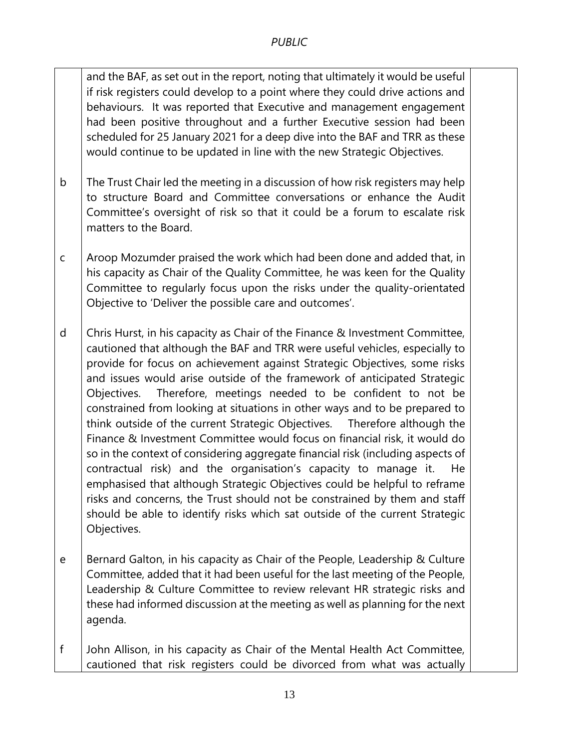| | | |
|---|---|---|
| | and the BAF, as set out in the report, noting that ultimately it would be useful if risk registers could develop to a point where they could drive actions and behaviours. It was reported that Executive and management engagement had been positive throughout and a further Executive session had been scheduled for 25 January 2021 for a deep dive into the BAF and TRR as these would continue to be updated in line with the new Strategic Objectives. | |
| b | The Trust Chair led the meeting in a discussion of how risk registers may help to structure Board and Committee conversations or enhance the Audit Committee's oversight of risk so that it could be a forum to escalate risk matters to the Board. | |
| c | Aroop Mozumder praised the work which had been done and added that, in his capacity as Chair of the Quality Committee, he was keen for the Quality Committee to regularly focus upon the risks under the quality-orientated Objective to 'Deliver the possible care and outcomes'. | |
| d | Chris Hurst, in his capacity as Chair of the Finance & Investment Committee, cautioned that although the BAF and TRR were useful vehicles, especially to provide for focus on achievement against Strategic Objectives, some risks and issues would arise outside of the framework of anticipated Strategic Objectives. Therefore, meetings needed to be confident to not be constrained from looking at situations in other ways and to be prepared to think outside of the current Strategic Objectives. Therefore although the Finance & Investment Committee would focus on financial risk, it would do so in the context of considering aggregate financial risk (including aspects of contractual risk) and the organisation's capacity to manage it. He emphasised that although Strategic Objectives could be helpful to reframe risks and concerns, the Trust should not be constrained by them and staff should be able to identify risks which sat outside of the current Strategic Objectives. | |
| e | Bernard Galton, in his capacity as Chair of the People, Leadership & Culture Committee, added that it had been useful for the last meeting of the People, Leadership & Culture Committee to review relevant HR strategic risks and these had informed discussion at the meeting as well as planning for the next agenda. | |
| f | John Allison, in his capacity as Chair of the Mental Health Act Committee, cautioned that risk registers could be divorced from what was actually | |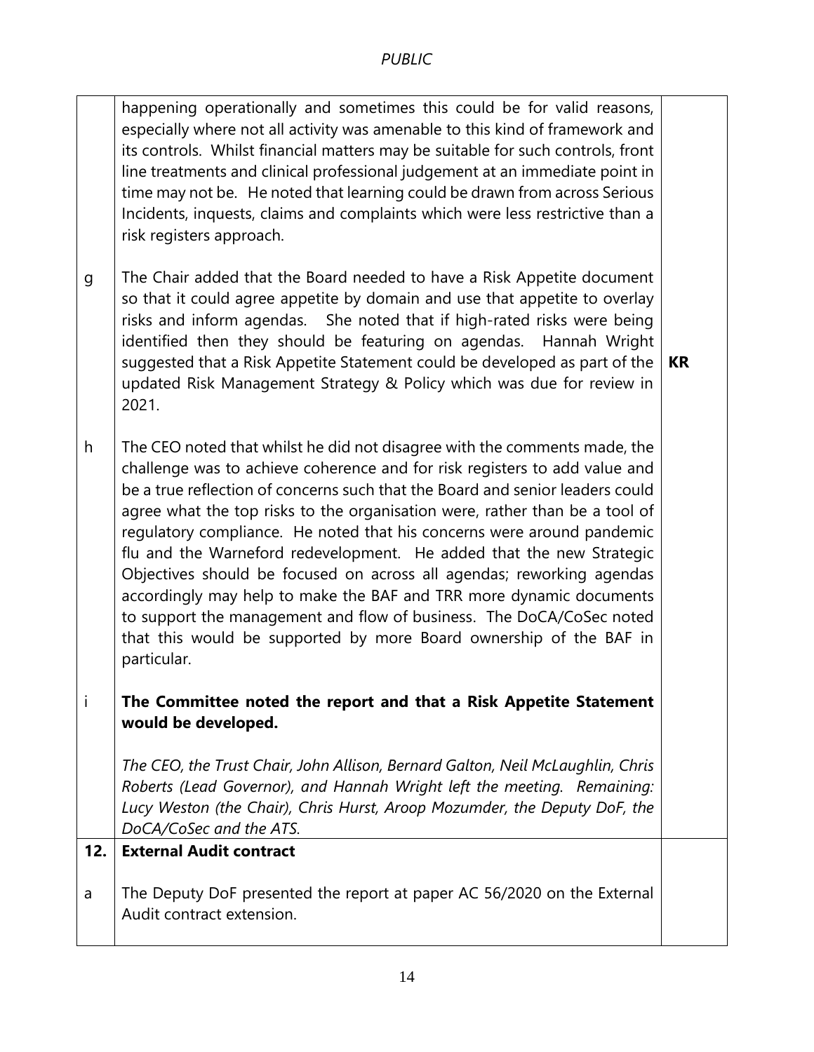| | | |
|---|---|---|
| | happening operationally and sometimes this could be for valid reasons, especially where not all activity was amenable to this kind of framework and its controls. Whilst financial matters may be suitable for such controls, front line treatments and clinical professional judgement at an immediate point in time may not be. He noted that learning could be drawn from across Serious Incidents, inquests, claims and complaints which were less restrictive than a risk registers approach. | |
| g | The Chair added that the Board needed to have a Risk Appetite document so that it could agree appetite by domain and use that appetite to overlay risks and inform agendas. She noted that if high-rated risks were being identified then they should be featuring on agendas. Hannah Wright suggested that a Risk Appetite Statement could be developed as part of the updated Risk Management Strategy & Policy which was due for review in 2021. | **KR** |
| h | The CEO noted that whilst he did not disagree with the comments made, the challenge was to achieve coherence and for risk registers to add value and be a true reflection of concerns such that the Board and senior leaders could agree what the top risks to the organisation were, rather than be a tool of regulatory compliance. He noted that his concerns were around pandemic flu and the Warneford redevelopment. He added that the new Strategic Objectives should be focused on across all agendas; reworking agendas accordingly may help to make the BAF and TRR more dynamic documents to support the management and flow of business. The DoCA/CoSec noted that this would be supported by more Board ownership of the BAF in particular. | |
| i | **The Committee noted the report and that a Risk Appetite Statement would be developed.**<br><br>*The CEO, the Trust Chair, John Allison, Bernard Galton, Neil McLaughlin, Chris Roberts (Lead Governor), and Hannah Wright left the meeting. Remaining: Lucy Weston (the Chair), Chris Hurst, Aroop Mozumder, the Deputy DoF, the DoCA/CoSec and the ATS.* | |
| **12.** | **External Audit contract** | |
| a | The Deputy DoF presented the report at paper AC 56/2020 on the External Audit contract extension. | |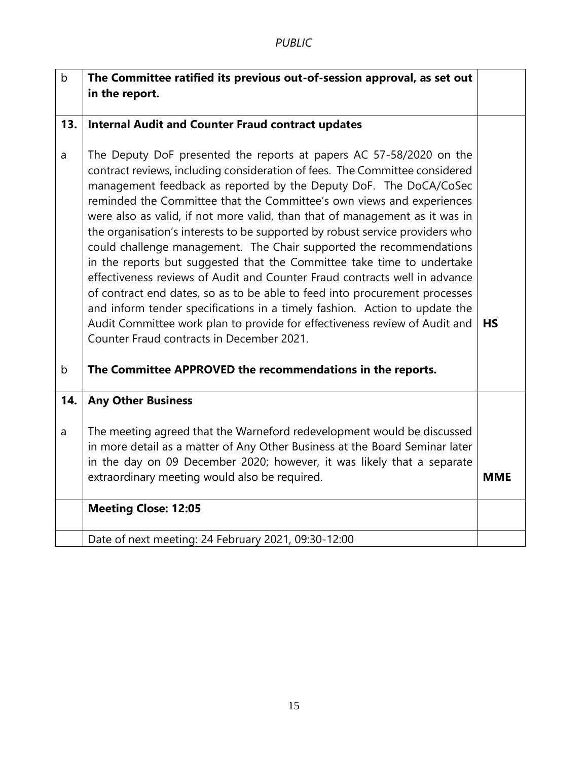| | | |
|---|---|---|
| b | **The Committee ratified its previous out-of-session approval, as set out in the report.** | |
| **13.** | **Internal Audit and Counter Fraud contract updates** | |
| a | The Deputy DoF presented the reports at papers AC 57-58/2020 on the contract reviews, including consideration of fees. The Committee considered management feedback as reported by the Deputy DoF. The DoCA/CoSec reminded the Committee that the Committee's own views and experiences were also as valid, if not more valid, than that of management as it was in the organisation's interests to be supported by robust service providers who could challenge management. The Chair supported the recommendations in the reports but suggested that the Committee take time to undertake effectiveness reviews of Audit and Counter Fraud contracts well in advance of contract end dates, so as to be able to feed into procurement processes and inform tender specifications in a timely fashion. Action to update the Audit Committee work plan to provide for effectiveness review of Audit and Counter Fraud contracts in December 2021. | **HS** |
| b | **The Committee APPROVED the recommendations in the reports.** | |
| **14.** | **Any Other Business** | |
| a | The meeting agreed that the Warneford redevelopment would be discussed in more detail as a matter of Any Other Business at the Board Seminar later in the day on 09 December 2020; however, it was likely that a separate extraordinary meeting would also be required. | **MME** |
| | **Meeting Close: 12:05** | |
| | Date of next meeting: 24 February 2021, 09:30-12:00 | |